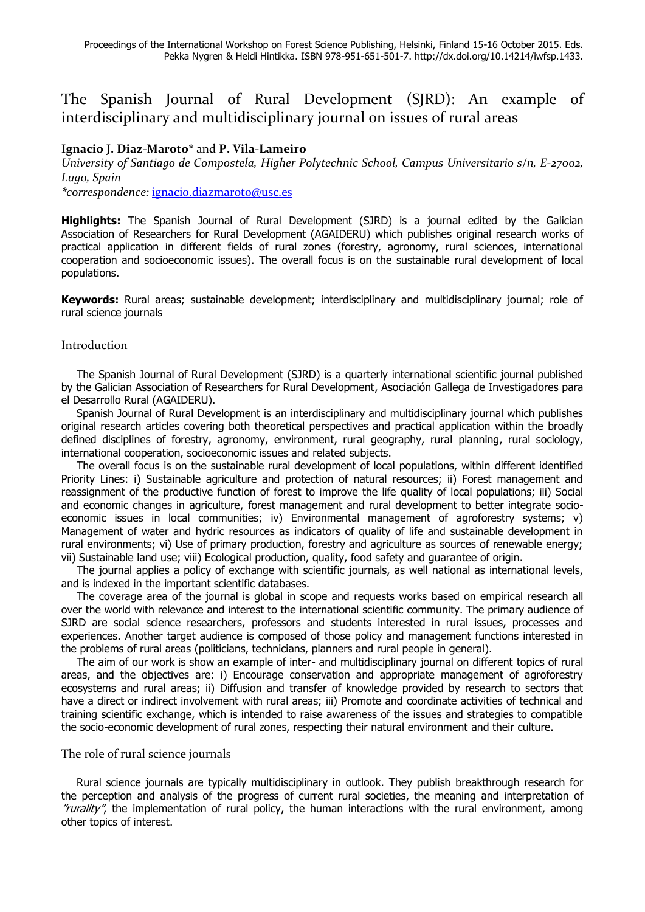# The Spanish Journal of Rural Development (SJRD): An example of interdisciplinary and multidisciplinary journal on issues of rural areas

**Ignacio J. Diaz-Maroto*** and **P. Vila-Lameiro**

*University of Santiago de Compostela, Higher Polytechnic School, Campus Universitario s/n, E-27002, Lugo, Spain*

**correspondence:* ignacio.diazmaroto@usc.es

**Highlights:** The Spanish Journal of Rural Development (SJRD) is a journal edited by the Galician Association of Researchers for Rural Development (AGAIDERU) which publishes original research works of practical application in different fields of rural zones (forestry, agronomy, rural sciences, international cooperation and socioeconomic issues). The overall focus is on the sustainable rural development of local populations.

**Keywords:** Rural areas; sustainable development; interdisciplinary and multidisciplinary journal; role of rural science journals

## Introduction

The Spanish Journal of Rural Development (SJRD) is a quarterly international scientific journal published by the Galician Association of Researchers for Rural Development, Asociación Gallega de Investigadores para el Desarrollo Rural (AGAIDERU).

Spanish Journal of Rural Development is an interdisciplinary and multidisciplinary journal which publishes original research articles covering both theoretical perspectives and practical application within the broadly defined disciplines of forestry, agronomy, environment, rural geography, rural planning, rural sociology, international cooperation, socioeconomic issues and related subjects.

The overall focus is on the sustainable rural development of local populations, within different identified Priority Lines: i) Sustainable agriculture and protection of natural resources; ii) Forest management and reassignment of the productive function of forest to improve the life quality of local populations; iii) Social and economic changes in agriculture, forest management and rural development to better integrate socio-economic issues in local communities; iv) Environmental management of agroforestry systems; v) Management of water and hydric resources as indicators of quality of life and sustainable development in rural environments; vi) Use of primary production, forestry and agriculture as sources of renewable energy; vii) Sustainable land use; viii) Ecological production, quality, food safety and guarantee of origin.

The journal applies a policy of exchange with scientific journals, as well national as international levels, and is indexed in the important scientific databases.

The coverage area of the journal is global in scope and requests works based on empirical research all over the world with relevance and interest to the international scientific community. The primary audience of SJRD are social science researchers, professors and students interested in rural issues, processes and experiences. Another target audience is composed of those policy and management functions interested in the problems of rural areas (politicians, technicians, planners and rural people in general).

The aim of our work is show an example of inter- and multidisciplinary journal on different topics of rural areas, and the objectives are: i) Encourage conservation and appropriate management of agroforestry ecosystems and rural areas; ii) Diffusion and transfer of knowledge provided by research to sectors that have a direct or indirect involvement with rural areas; iii) Promote and coordinate activities of technical and training scientific exchange, which is intended to raise awareness of the issues and strategies to compatible the socio-economic development of rural zones, respecting their natural environment and their culture.

## The role of rural science journals

Rural science journals are typically multidisciplinary in outlook. They publish breakthrough research for the perception and analysis of the progress of current rural societies, the meaning and interpretation of *"rurality"*, the implementation of rural policy, the human interactions with the rural environment, among other topics of interest.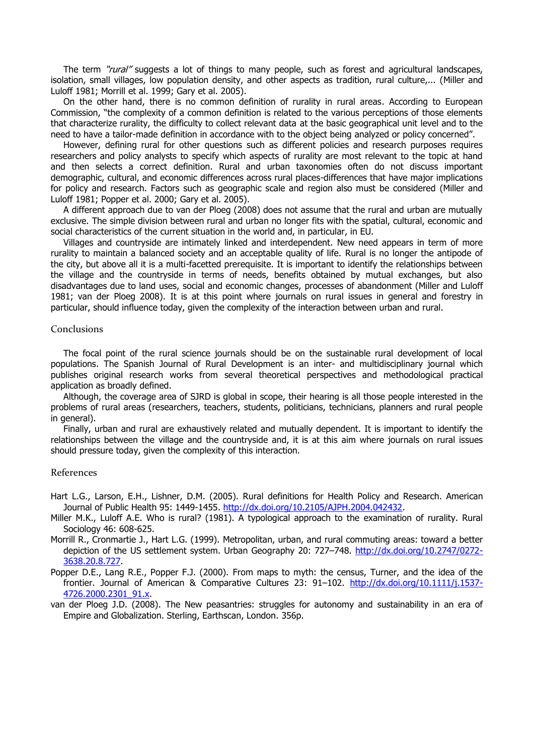The term *"rural"* suggests a lot of things to many people, such as forest and agricultural landscapes, isolation, small villages, low population density, and other aspects as tradition, rural culture,... (Miller and Luloff 1981; Morrill et al. 1999; Gary et al. 2005).

On the other hand, there is no common definition of rurality in rural areas. According to European Commission, "the complexity of a common definition is related to the various perceptions of those elements that characterize rurality, the difficulty to collect relevant data at the basic geographical unit level and to the need to have a tailor-made definition in accordance with to the object being analyzed or policy concerned".

However, defining rural for other questions such as different policies and research purposes requires researchers and policy analysts to specify which aspects of rurality are most relevant to the topic at hand and then selects a correct definition. Rural and urban taxonomies often do not discuss important demographic, cultural, and economic differences across rural places-differences that have major implications for policy and research. Factors such as geographic scale and region also must be considered (Miller and Luloff 1981; Popper et al. 2000; Gary et al. 2005).

A different approach due to van der Ploeg (2008) does not assume that the rural and urban are mutually exclusive. The simple division between rural and urban no longer fits with the spatial, cultural, economic and social characteristics of the current situation in the world and, in particular, in EU.

Villages and countryside are intimately linked and interdependent. New need appears in term of more rurality to maintain a balanced society and an acceptable quality of life. Rural is no longer the antipode of the city, but above all it is a multi-facetted prerequisite. It is important to identify the relationships between the village and the countryside in terms of needs, benefits obtained by mutual exchanges, but also disadvantages due to land uses, social and economic changes, processes of abandonment (Miller and Luloff 1981; van der Ploeg 2008). It is at this point where journals on rural issues in general and forestry in particular, should influence today, given the complexity of the interaction between urban and rural.

## Conclusions

The focal point of the rural science journals should be on the sustainable rural development of local populations. The Spanish Journal of Rural Development is an inter- and multidisciplinary journal which publishes original research works from several theoretical perspectives and methodological practical application as broadly defined.

Although, the coverage area of SJRD is global in scope, their hearing is all those people interested in the problems of rural areas (researchers, teachers, students, politicians, technicians, planners and rural people in general).

Finally, urban and rural are exhaustively related and mutually dependent. It is important to identify the relationships between the village and the countryside and, it is at this aim where journals on rural issues should pressure today, given the complexity of this interaction.

## References

Hart L.G., Larson, E.H., Lishner, D.M. (2005). Rural definitions for Health Policy and Research. American Journal of Public Health 95: 1449-1455. http://dx.doi.org/10.2105/AJPH.2004.042432.

Miller M.K., Luloff A.E. Who is rural? (1981). A typological approach to the examination of rurality. Rural Sociology 46: 608-625.

Morrill R., Cronmartie J., Hart L.G. (1999). Metropolitan, urban, and rural commuting areas: toward a better depiction of the US settlement system. Urban Geography 20: 727–748. http://dx.doi.org/10.2747/0272-3638.20.8.727.

Popper D.E., Lang R.E., Popper F.J. (2000). From maps to myth: the census, Turner, and the idea of the frontier. Journal of American & Comparative Cultures 23: 91–102. http://dx.doi.org/10.1111/j.1537-4726.2000.2301_91.x.

van der Ploeg J.D. (2008). The New peasantries: struggles for autonomy and sustainability in an era of Empire and Globalization. Sterling, Earthscan, London. 356p.